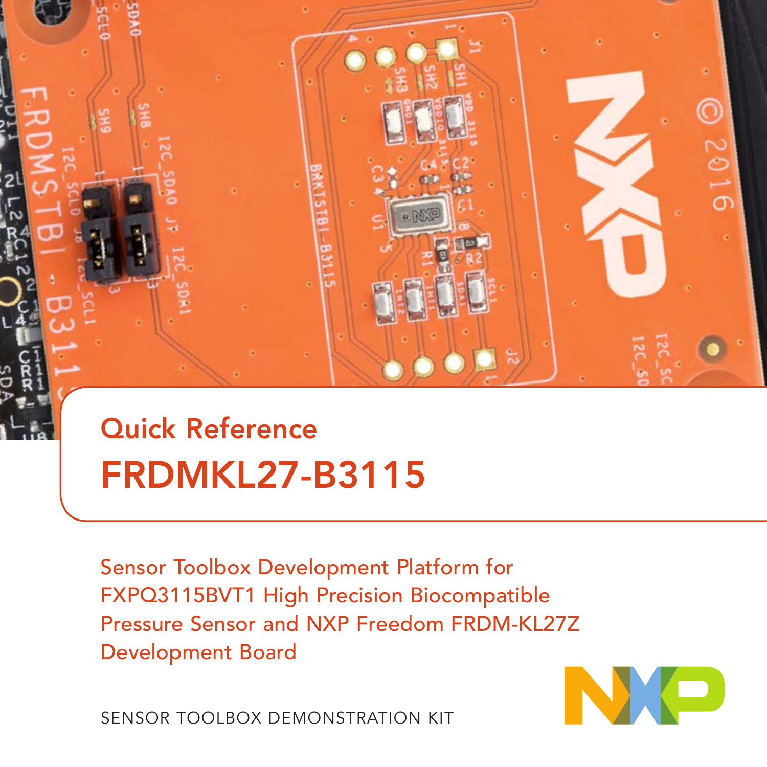## Quick Reference

# FRDMKL27-B3115

Sensor Toolbox Development Platform for FXPQ3115BVT1 High Precision Biocompatible Pressure Sensor and NXP Freedom FRDM-KL27Z Development Board

SENSOR TOOLBOX DEMONSTRATION KIT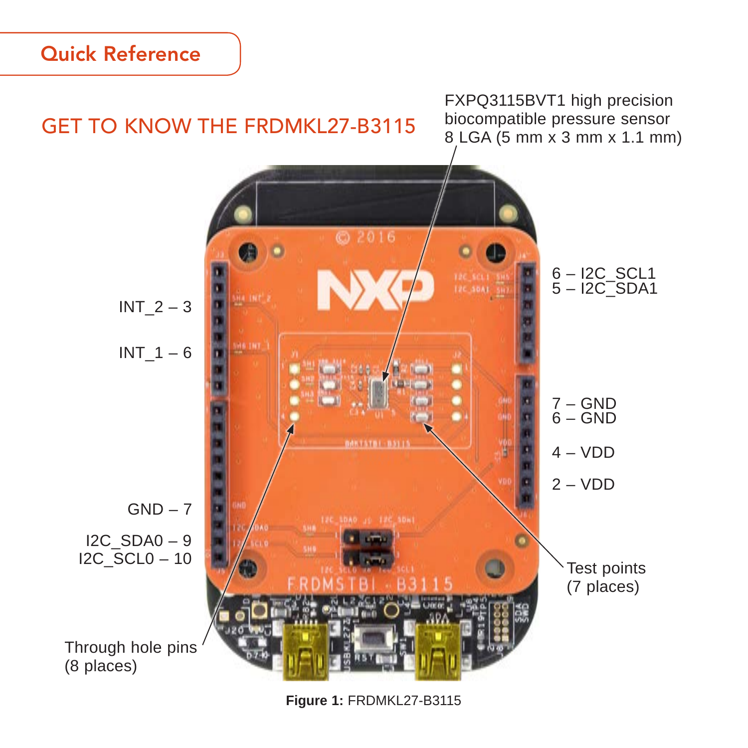## Quick Reference

# GET TO KNOW THE FRDMKL27-B3115

FXPQ3115BVT1 high precision biocompatible pressure sensor 8 LGA (5 mm x 3 mm x 1.1 mm)

INT_2 – 3

INT_1 – 6

GND – 7

I2C_SDA0 – 9

I2C_SCL0 – 10

6 – I2C_SCL1

5 – I2C_SDA1

7 – GND

6 – GND

4 – VDD

2 – VDD

Test points (7 places)

Through hole pins (8 places)

**Figure 1:** FRDMKL27-B3115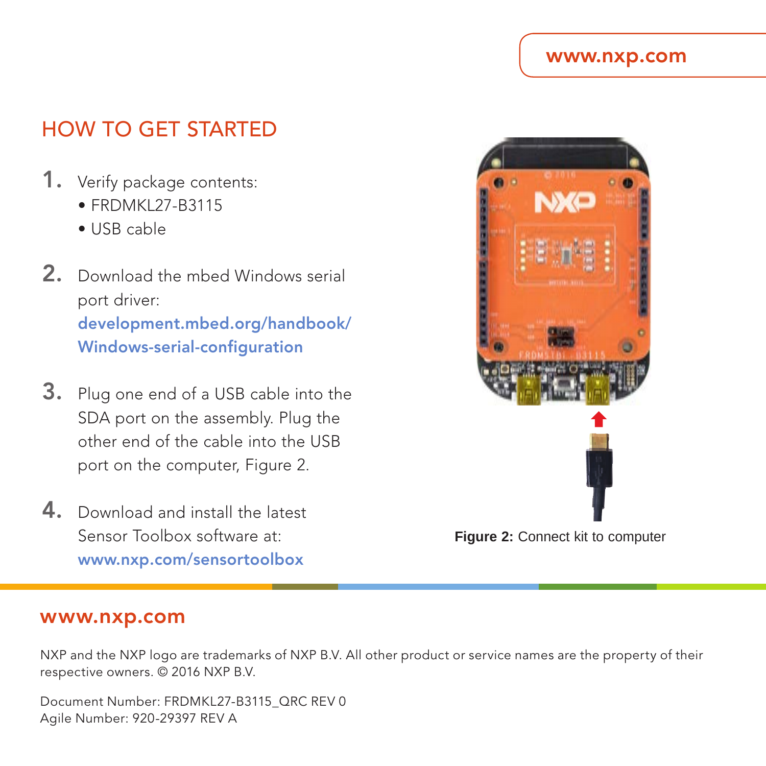www.nxp.com

## HOW TO GET STARTED

1. Verify package contents:
   - FRDMKL27-B3115
   - USB cable

2. Download the mbed Windows serial port driver: **development.mbed.org/handbook/Windows-serial-configuration**

3. Plug one end of a USB cable into the SDA port on the assembly. Plug the other end of the cable into the USB port on the computer, Figure 2.

4. Download and install the latest Sensor Toolbox software at: **www.nxp.com/sensortoolbox**

**Figure 2:** Connect kit to computer

**www.nxp.com**

NXP and the NXP logo are trademarks of NXP B.V. All other product or service names are the property of their respective owners. © 2016 NXP B.V.

Document Number: FRDMKL27-B3115_QRC REV 0
Agile Number: 920-29397 REV A